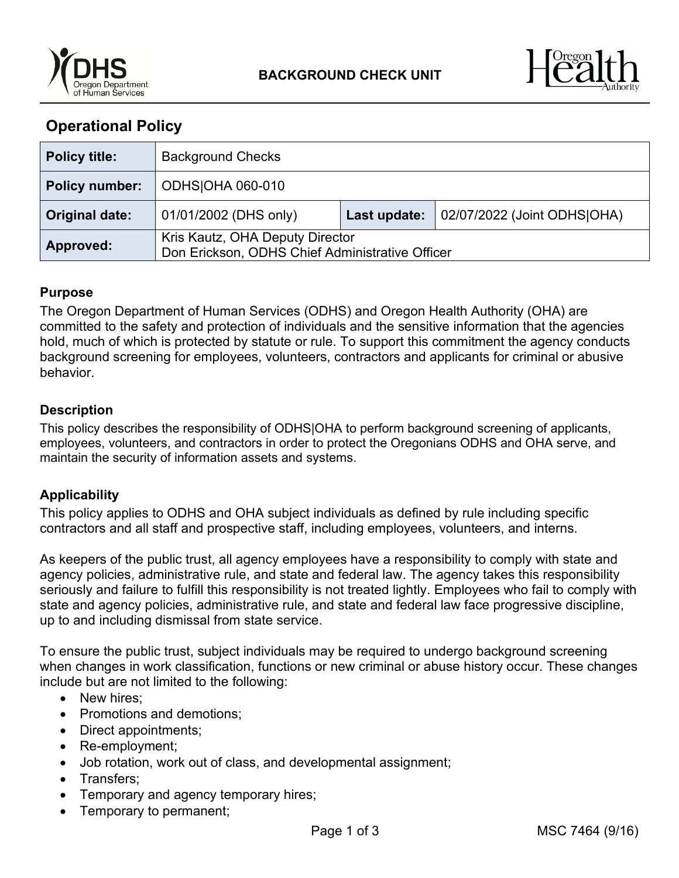BACKGROUND CHECK UNIT

# Operational Policy

| Policy title: | Background Checks | | |
|---|---|---|---|
| Policy number: | ODHS\|OHA 060-010 | | |
| Original date: | 01/01/2002 (DHS only) | Last update: | 02/07/2022 (Joint ODHS\|OHA) |
| Approved: | Kris Kautz, OHA Deputy Director<br>Don Erickson, ODHS Chief Administrative Officer | | |

### Purpose

The Oregon Department of Human Services (ODHS) and Oregon Health Authority (OHA) are committed to the safety and protection of individuals and the sensitive information that the agencies hold, much of which is protected by statute or rule. To support this commitment the agency conducts background screening for employees, volunteers, contractors and applicants for criminal or abusive behavior.

### Description

This policy describes the responsibility of ODHS|OHA to perform background screening of applicants, employees, volunteers, and contractors in order to protect the Oregonians ODHS and OHA serve, and maintain the security of information assets and systems.

### Applicability

This policy applies to ODHS and OHA subject individuals as defined by rule including specific contractors and all staff and prospective staff, including employees, volunteers, and interns.

As keepers of the public trust, all agency employees have a responsibility to comply with state and agency policies, administrative rule, and state and federal law. The agency takes this responsibility seriously and failure to fulfill this responsibility is not treated lightly. Employees who fail to comply with state and agency policies, administrative rule, and state and federal law face progressive discipline, up to and including dismissal from state service.

To ensure the public trust, subject individuals may be required to undergo background screening when changes in work classification, functions or new criminal or abuse history occur. These changes include but are not limited to the following:

- New hires;
- Promotions and demotions;
- Direct appointments;
- Re-employment;
- Job rotation, work out of class, and developmental assignment;
- Transfers;
- Temporary and agency temporary hires;
- Temporary to permanent;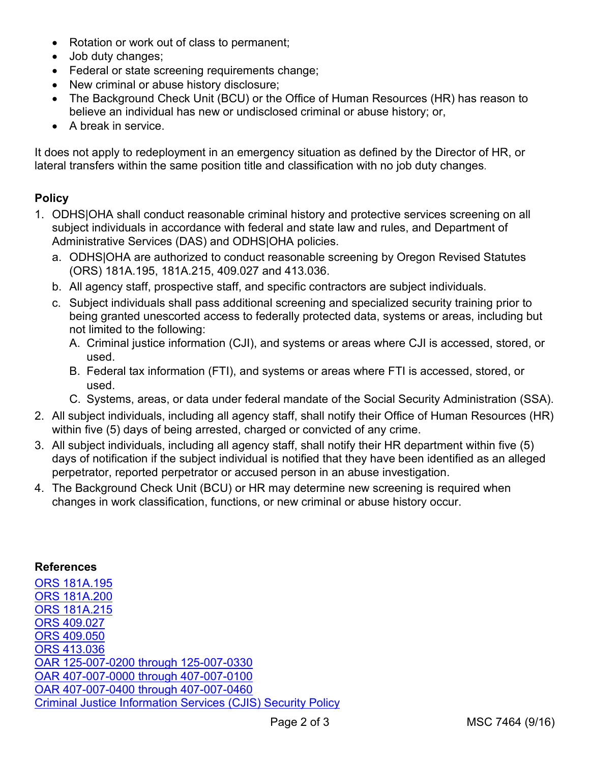- Rotation or work out of class to permanent;
- Job duty changes;
- Federal or state screening requirements change;
- New criminal or abuse history disclosure;
- The Background Check Unit (BCU) or the Office of Human Resources (HR) has reason to believe an individual has new or undisclosed criminal or abuse history; or,
- A break in service.

It does not apply to redeployment in an emergency situation as defined by the Director of HR, or lateral transfers within the same position title and classification with no job duty changes.

**Policy**

1. ODHS|OHA shall conduct reasonable criminal history and protective services screening on all subject individuals in accordance with federal and state law and rules, and Department of Administrative Services (DAS) and ODHS|OHA policies.
   a. ODHS|OHA are authorized to conduct reasonable screening by Oregon Revised Statutes (ORS) 181A.195, 181A.215, 409.027 and 413.036.
   b. All agency staff, prospective staff, and specific contractors are subject individuals.
   c. Subject individuals shall pass additional screening and specialized security training prior to being granted unescorted access to federally protected data, systems or areas, including but not limited to the following:
      A. Criminal justice information (CJI), and systems or areas where CJI is accessed, stored, or used.
      B. Federal tax information (FTI), and systems or areas where FTI is accessed, stored, or used.
      C. Systems, areas, or data under federal mandate of the Social Security Administration (SSA).
2. All subject individuals, including all agency staff, shall notify their Office of Human Resources (HR) within five (5) days of being arrested, charged or convicted of any crime.
3. All subject individuals, including all agency staff, shall notify their HR department within five (5) days of notification if the subject individual is notified that they have been identified as an alleged perpetrator, reported perpetrator or accused person in an abuse investigation.
4. The Background Check Unit (BCU) or HR may determine new screening is required when changes in work classification, functions, or new criminal or abuse history occur.

**References**

ORS 181A.195
ORS 181A.200
ORS 181A.215
ORS 409.027
ORS 409.050
ORS 413.036
OAR 125-007-0200 through 125-007-0330
OAR 407-007-0000 through 407-007-0100
OAR 407-007-0400 through 407-007-0460
Criminal Justice Information Services (CJIS) Security Policy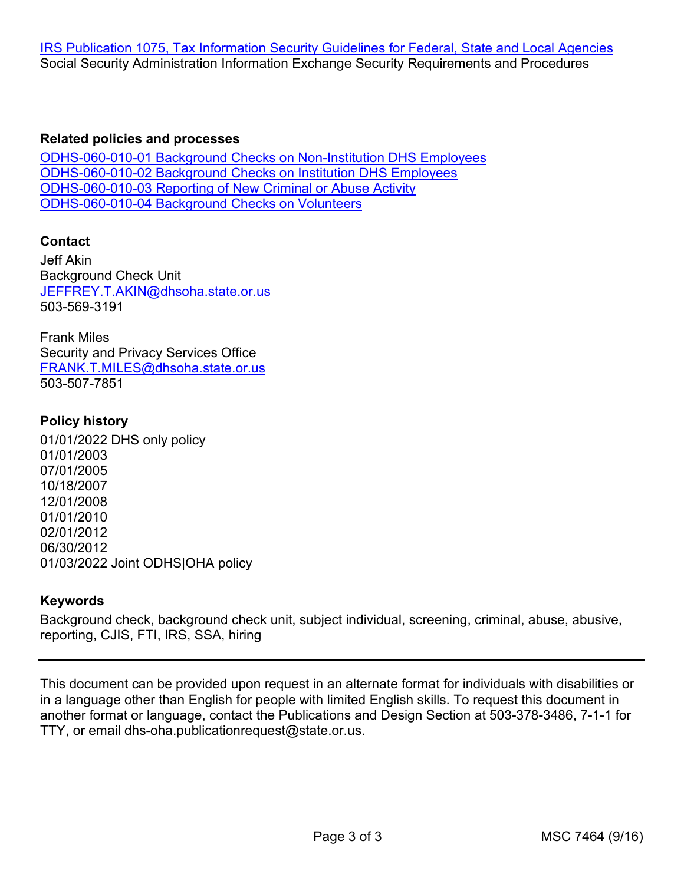[IRS Publication 1075, Tax Information Security Guidelines for Federal, State and Local Agencies]
Social Security Administration Information Exchange Security Requirements and Procedures

## Related policies and processes

ODHS-060-010-01 Background Checks on Non-Institution DHS Employees
ODHS-060-010-02 Background Checks on Institution DHS Employees
ODHS-060-010-03 Reporting of New Criminal or Abuse Activity
ODHS-060-010-04 Background Checks on Volunteers

## Contact

Jeff Akin
Background Check Unit
JEFFREY.T.AKIN@dhsoha.state.or.us
503-569-3191

Frank Miles
Security and Privacy Services Office
FRANK.T.MILES@dhsoha.state.or.us
503-507-7851

## Policy history

01/01/2022 DHS only policy
01/01/2003
07/01/2005
10/18/2007
12/01/2008
01/01/2010
02/01/2012
06/30/2012
01/03/2022 Joint ODHS|OHA policy

## Keywords

Background check, background check unit, subject individual, screening, criminal, abuse, abusive, reporting, CJIS, FTI, IRS, SSA, hiring

---

This document can be provided upon request in an alternate format for individuals with disabilities or in a language other than English for people with limited English skills. To request this document in another format or language, contact the Publications and Design Section at 503-378-3486, 7-1-1 for TTY, or email dhs-oha.publicationrequest@state.or.us.

MSC 7464 (9/16)